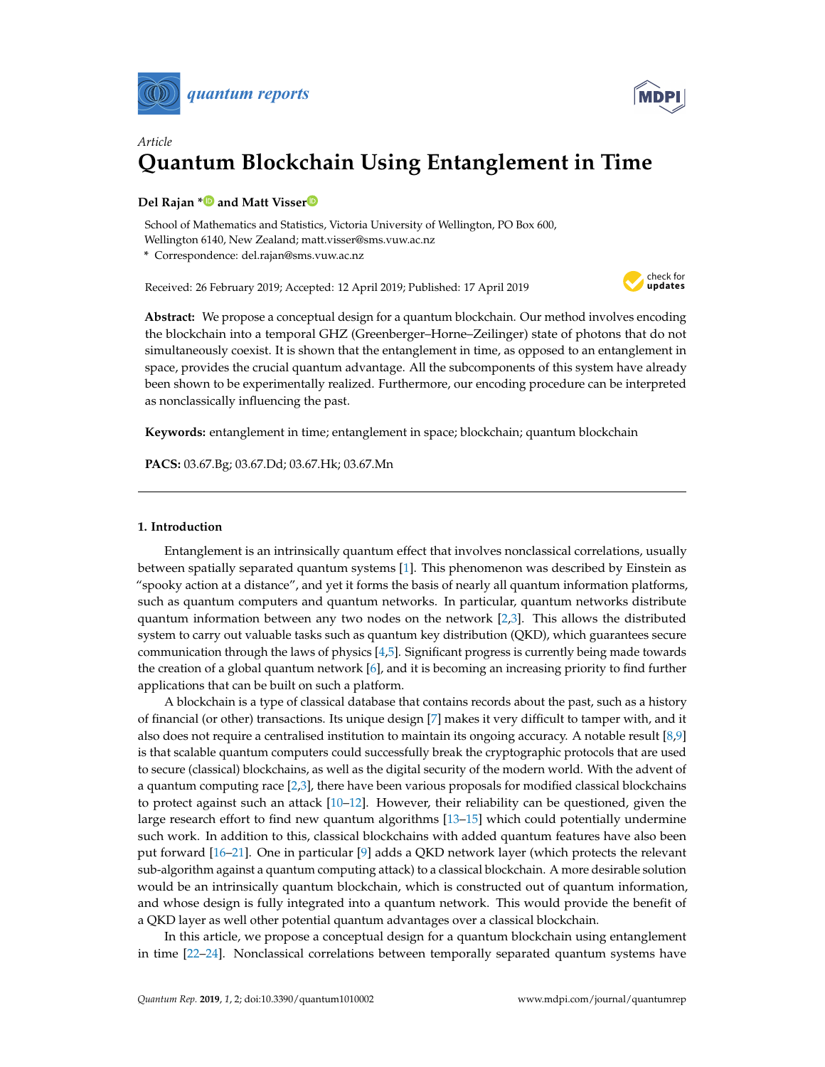*quantum reports*

Article

# Quantum Blockchain Using Entanglement in Time

**Del Rajan * and Matt Visser**

School of Mathematics and Statistics, Victoria University of Wellington, PO Box 600, Wellington 6140, New Zealand; matt.visser@sms.vuw.ac.nz

* Correspondence: del.rajan@sms.vuw.ac.nz

Received: 26 February 2019; Accepted: 12 April 2019; Published: 17 April 2019

**Abstract:** We propose a conceptual design for a quantum blockchain. Our method involves encoding the blockchain into a temporal GHZ (Greenberger–Horne–Zeilinger) state of photons that do not simultaneously coexist. It is shown that the entanglement in time, as opposed to an entanglement in space, provides the crucial quantum advantage. All the subcomponents of this system have already been shown to be experimentally realized. Furthermore, our encoding procedure can be interpreted as nonclassically influencing the past.

**Keywords:** entanglement in time; entanglement in space; blockchain; quantum blockchain

**PACS:** 03.67.Bg; 03.67.Dd; 03.67.Hk; 03.67.Mn

## 1. Introduction

Entanglement is an intrinsically quantum effect that involves nonclassical correlations, usually between spatially separated quantum systems [1]. This phenomenon was described by Einstein as "spooky action at a distance", and yet it forms the basis of nearly all quantum information platforms, such as quantum computers and quantum networks. In particular, quantum networks distribute quantum information between any two nodes on the network [2,3]. This allows the distributed system to carry out valuable tasks such as quantum key distribution (QKD), which guarantees secure communication through the laws of physics [4,5]. Significant progress is currently being made towards the creation of a global quantum network [6], and it is becoming an increasing priority to find further applications that can be built on such a platform.

A blockchain is a type of classical database that contains records about the past, such as a history of financial (or other) transactions. Its unique design [7] makes it very difficult to tamper with, and it also does not require a centralised institution to maintain its ongoing accuracy. A notable result [8,9] is that scalable quantum computers could successfully break the cryptographic protocols that are used to secure (classical) blockchains, as well as the digital security of the modern world. With the advent of a quantum computing race [2,3], there have been various proposals for modified classical blockchains to protect against such an attack [10–12]. However, their reliability can be questioned, given the large research effort to find new quantum algorithms [13–15] which could potentially undermine such work. In addition to this, classical blockchains with added quantum features have also been put forward [16–21]. One in particular [9] adds a QKD network layer (which protects the relevant sub-algorithm against a quantum computing attack) to a classical blockchain. A more desirable solution would be an intrinsically quantum blockchain, which is constructed out of quantum information, and whose design is fully integrated into a quantum network. This would provide the benefit of a QKD layer as well other potential quantum advantages over a classical blockchain.

In this article, we propose a conceptual design for a quantum blockchain using entanglement in time [22–24]. Nonclassical correlations between temporally separated quantum systems have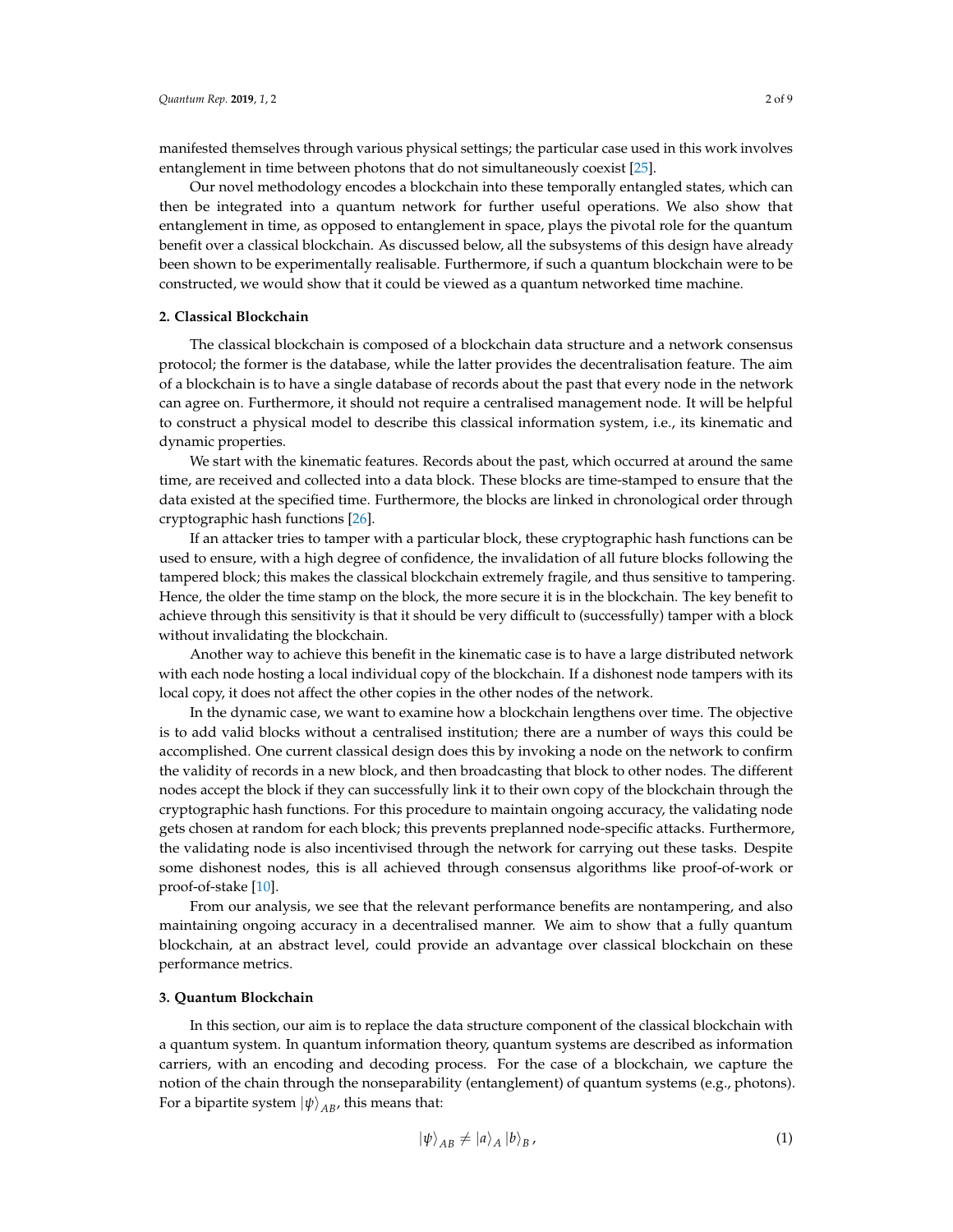manifested themselves through various physical settings; the particular case used in this work involves entanglement in time between photons that do not simultaneously coexist [25].

Our novel methodology encodes a blockchain into these temporally entangled states, which can then be integrated into a quantum network for further useful operations. We also show that entanglement in time, as opposed to entanglement in space, plays the pivotal role for the quantum benefit over a classical blockchain. As discussed below, all the subsystems of this design have already been shown to be experimentally realisable. Furthermore, if such a quantum blockchain were to be constructed, we would show that it could be viewed as a quantum networked time machine.

## 2. Classical Blockchain

The classical blockchain is composed of a blockchain data structure and a network consensus protocol; the former is the database, while the latter provides the decentralisation feature. The aim of a blockchain is to have a single database of records about the past that every node in the network can agree on. Furthermore, it should not require a centralised management node. It will be helpful to construct a physical model to describe this classical information system, i.e., its kinematic and dynamic properties.

We start with the kinematic features. Records about the past, which occurred at around the same time, are received and collected into a data block. These blocks are time-stamped to ensure that the data existed at the specified time. Furthermore, the blocks are linked in chronological order through cryptographic hash functions [26].

If an attacker tries to tamper with a particular block, these cryptographic hash functions can be used to ensure, with a high degree of confidence, the invalidation of all future blocks following the tampered block; this makes the classical blockchain extremely fragile, and thus sensitive to tampering. Hence, the older the time stamp on the block, the more secure it is in the blockchain. The key benefit to achieve through this sensitivity is that it should be very difficult to (successfully) tamper with a block without invalidating the blockchain.

Another way to achieve this benefit in the kinematic case is to have a large distributed network with each node hosting a local individual copy of the blockchain. If a dishonest node tampers with its local copy, it does not affect the other copies in the other nodes of the network.

In the dynamic case, we want to examine how a blockchain lengthens over time. The objective is to add valid blocks without a centralised institution; there are a number of ways this could be accomplished. One current classical design does this by invoking a node on the network to confirm the validity of records in a new block, and then broadcasting that block to other nodes. The different nodes accept the block if they can successfully link it to their own copy of the blockchain through the cryptographic hash functions. For this procedure to maintain ongoing accuracy, the validating node gets chosen at random for each block; this prevents preplanned node-specific attacks. Furthermore, the validating node is also incentivised through the network for carrying out these tasks. Despite some dishonest nodes, this is all achieved through consensus algorithms like proof-of-work or proof-of-stake [10].

From our analysis, we see that the relevant performance benefits are nontampering, and also maintaining ongoing accuracy in a decentralised manner. We aim to show that a fully quantum blockchain, at an abstract level, could provide an advantage over classical blockchain on these performance metrics.

## 3. Quantum Blockchain

In this section, our aim is to replace the data structure component of the classical blockchain with a quantum system. In quantum information theory, quantum systems are described as information carriers, with an encoding and decoding process. For the case of a blockchain, we capture the notion of the chain through the nonseparability (entanglement) of quantum systems (e.g., photons). For a bipartite system $|\psi\rangle_{AB}$, this means that:

$$|\psi\rangle_{AB} \neq |a\rangle_A \, |b\rangle_B \,, \tag{1}$$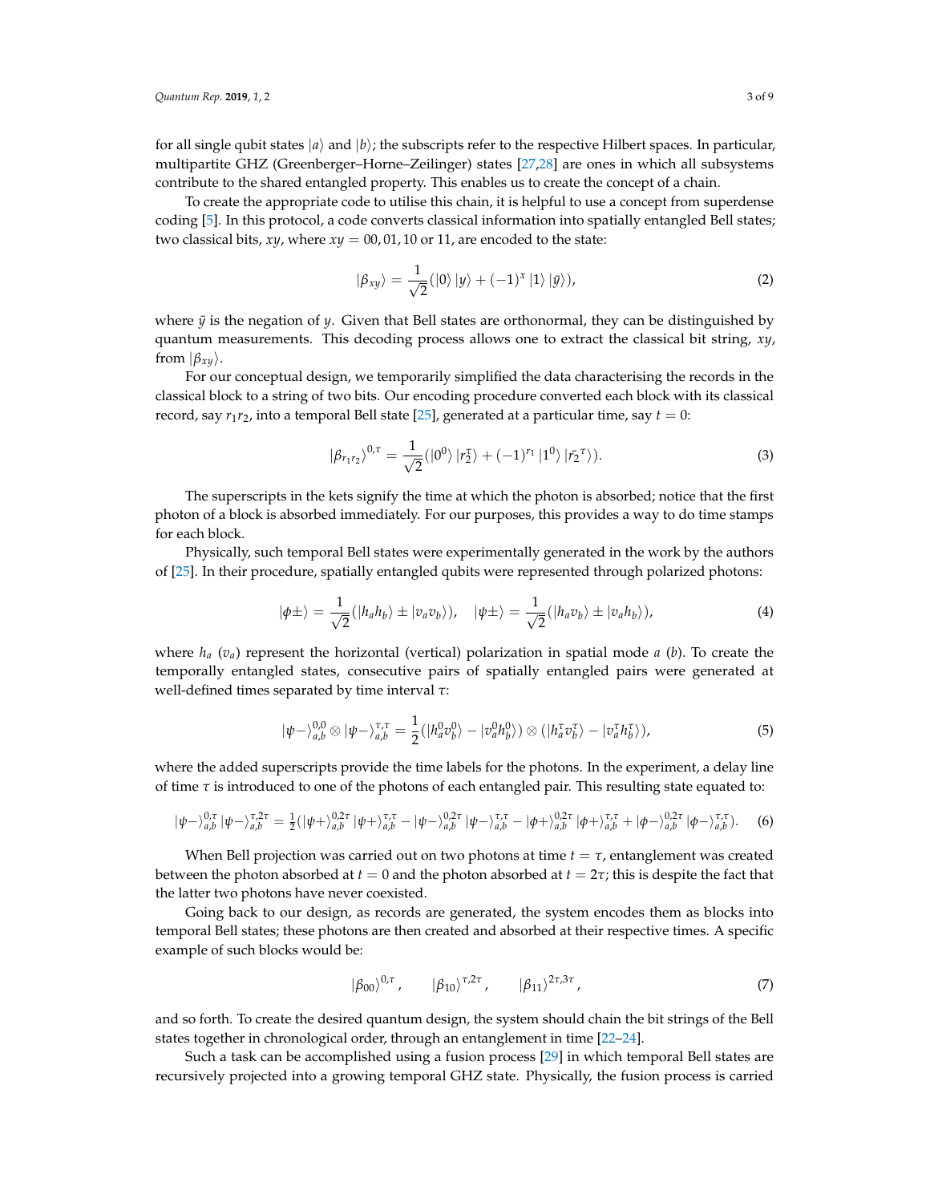for all single qubit states $|a\rangle$ and $|b\rangle$; the subscripts refer to the respective Hilbert spaces. In particular, multipartite GHZ (Greenberger–Horne–Zeilinger) states [27,28] are ones in which all subsystems contribute to the shared entangled property. This enables us to create the concept of a chain.

To create the appropriate code to utilise this chain, it is helpful to use a concept from superdense coding [5]. In this protocol, a code converts classical information into spatially entangled Bell states; two classical bits, $xy$, where $xy = 00, 01, 10$ or $11$, are encoded to the state:

$$|\beta_{xy}\rangle = \frac{1}{\sqrt{2}}(|0\rangle\,|y\rangle + (-1)^x\,|1\rangle\,|\bar{y}\rangle), \tag{2}$$

where $\bar{y}$ is the negation of $y$. Given that Bell states are orthonormal, they can be distinguished by quantum measurements. This decoding process allows one to extract the classical bit string, $xy$, from $|\beta_{xy}\rangle$.

For our conceptual design, we temporarily simplified the data characterising the records in the classical block to a string of two bits. Our encoding procedure converted each block with its classical record, say $r_1 r_2$, into a temporal Bell state [25], generated at a particular time, say $t = 0$:

$$|\beta_{r_1 r_2}\rangle^{0,\tau} = \frac{1}{\sqrt{2}}(|0^0\rangle\,|r_2^{\tau}\rangle + (-1)^{r_1}\,|1^0\rangle\,|\bar{r_2}^{\tau}\rangle). \tag{3}$$

The superscripts in the kets signify the time at which the photon is absorbed; notice that the first photon of a block is absorbed immediately. For our purposes, this provides a way to do time stamps for each block.

Physically, such temporal Bell states were experimentally generated in the work by the authors of [25]. In their procedure, spatially entangled qubits were represented through polarized photons:

$$|\phi\pm\rangle = \frac{1}{\sqrt{2}}(|h_a h_b\rangle \pm |v_a v_b\rangle), \quad |\psi\pm\rangle = \frac{1}{\sqrt{2}}(|h_a v_b\rangle \pm |v_a h_b\rangle), \tag{4}$$

where $h_a$ ($v_a$) represent the horizontal (vertical) polarization in spatial mode $a$ ($b$). To create the temporally entangled states, consecutive pairs of spatially entangled pairs were generated at well-defined times separated by time interval $\tau$:

$$|\psi-\rangle^{0,0}_{a,b} \otimes |\psi-\rangle^{\tau,\tau}_{a,b} = \frac{1}{2}(|h^0_a v^0_b\rangle - |v^0_a h^0_b\rangle) \otimes (|h^{\tau}_a v^{\tau}_b\rangle - |v^{\tau}_a h^{\tau}_b\rangle), \tag{5}$$

where the added superscripts provide the time labels for the photons. In the experiment, a delay line of time $\tau$ is introduced to one of the photons of each entangled pair. This resulting state equated to:

$$|\psi-\rangle^{0,\tau}_{a,b}\,|\psi-\rangle^{\tau,2\tau}_{a,b} = \tfrac{1}{2}(|\psi+\rangle^{0,2\tau}_{a,b}\,|\psi+\rangle^{\tau,\tau}_{a,b} - |\psi-\rangle^{0,2\tau}_{a,b}\,|\psi-\rangle^{\tau,\tau}_{a,b} - |\phi+\rangle^{0,2\tau}_{a,b}\,|\phi+\rangle^{\tau,\tau}_{a,b} + |\phi-\rangle^{0,2\tau}_{a,b}\,|\phi-\rangle^{\tau,\tau}_{a,b}). \tag{6}$$

When Bell projection was carried out on two photons at time $t = \tau$, entanglement was created between the photon absorbed at $t = 0$ and the photon absorbed at $t = 2\tau$; this is despite the fact that the latter two photons have never coexisted.

Going back to our design, as records are generated, the system encodes them as blocks into temporal Bell states; these photons are then created and absorbed at their respective times. A specific example of such blocks would be:

$$|\beta_{00}\rangle^{0,\tau}, \qquad |\beta_{10}\rangle^{\tau,2\tau}, \qquad |\beta_{11}\rangle^{2\tau,3\tau}, \tag{7}$$

and so forth. To create the desired quantum design, the system should chain the bit strings of the Bell states together in chronological order, through an entanglement in time [22–24].

Such a task can be accomplished using a fusion process [29] in which temporal Bell states are recursively projected into a growing temporal GHZ state. Physically, the fusion process is carried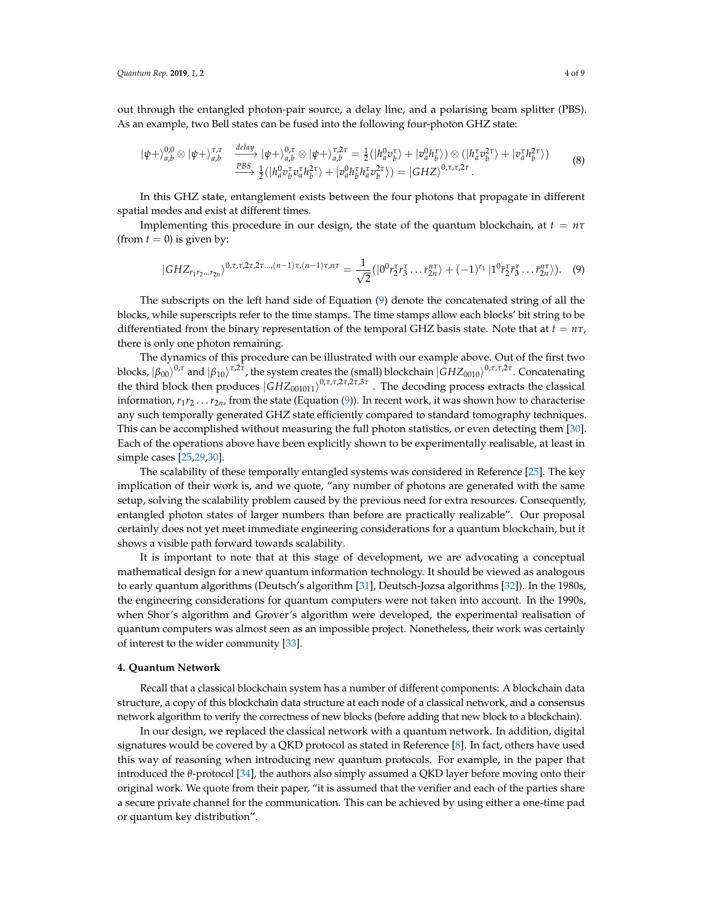out through the entangled photon-pair source, a delay line, and a polarising beam splitter (PBS). As an example, two Bell states can be fused into the following four-photon GHZ state:

$$
\begin{aligned}
|\psi+\rangle_{a,b}^{0,0} \otimes |\psi+\rangle_{a,b}^{\tau,\tau} &\xrightarrow{delay} |\psi+\rangle_{a,b}^{0,\tau} \otimes |\psi+\rangle_{a,b}^{\tau,2\tau} = \tfrac{1}{2}(|h_a^0 v_b^\tau\rangle + |v_a^0 h_b^\tau\rangle) \otimes (|h_a^\tau v_b^{2\tau}\rangle + |v_a^\tau h_b^{2\tau}\rangle) \\
&\xrightarrow{PBS} \tfrac{1}{2}(|h_a^0 v_b^\tau v_a^\tau h_b^{2\tau}\rangle + |v_a^0 h_b^\tau h_a^\tau v_b^{2\tau}\rangle) = |GHZ\rangle^{0,\tau,\tau,2\tau}.
\end{aligned}
\tag{8}
$$

In this GHZ state, entanglement exists between the four photons that propagate in different spatial modes and exist at different times.

Implementing this procedure in our design, the state of the quantum blockchain, at $t = n\tau$ (from $t = 0$) is given by:

$$
|GHZ_{r_1 r_2 \ldots r_{2n}}\rangle^{0,\tau,\tau,2\tau,2\tau\ldots,(n-1)\tau,(n-1)\tau,n\tau} = \frac{1}{\sqrt{2}}(|0^0 r_2^\tau r_3^\tau \ldots r_{2n}^{n\tau}\rangle + (-1)^{r_1} |1^0 \bar{r}_2^\tau \bar{r}_3^\tau \ldots \bar{r}_{2n}^{n\tau}\rangle). \tag{9}
$$

The subscripts on the left hand side of Equation (9) denote the concatenated string of all the blocks, while superscripts refer to the time stamps. The time stamps allow each blocks' bit string to be differentiated from the binary representation of the temporal GHZ basis state. Note that at $t = n\tau$, there is only one photon remaining.

The dynamics of this procedure can be illustrated with our example above. Out of the first two blocks, $|\beta_{00}\rangle^{0,\tau}$ and $|\beta_{10}\rangle^{\tau,2\tau}$, the system creates the (small) blockchain $|GHZ_{0010}\rangle^{0,\tau,\tau,2\tau}$. Concatenating the third block then produces $|GHZ_{001011}\rangle^{0,\tau,\tau,2\tau,2\tau,3\tau}$. The decoding process extracts the classical information, $r_1 r_2 \ldots r_{2n}$, from the state (Equation (9)). In recent work, it was shown how to characterise any such temporally generated GHZ state efficiently compared to standard tomography techniques. This can be accomplished without measuring the full photon statistics, or even detecting them [30]. Each of the operations above have been explicitly shown to be experimentally realisable, at least in simple cases [25,29,30].

The scalability of these temporally entangled systems was considered in Reference [25]. The key implication of their work is, and we quote, "any number of photons are generated with the same setup, solving the scalability problem caused by the previous need for extra resources. Consequently, entangled photon states of larger numbers than before are practically realizable". Our proposal certainly does not yet meet immediate engineering considerations for a quantum blockchain, but it shows a visible path forward towards scalability.

It is important to note that at this stage of development, we are advocating a conceptual mathematical design for a new quantum information technology. It should be viewed as analogous to early quantum algorithms (Deutsch's algorithm [31], Deutsch-Jozsa algorithms [32]). In the 1980s, the engineering considerations for quantum computers were not taken into account. In the 1990s, when Shor's algorithm and Grover's algorithm were developed, the experimental realisation of quantum computers was almost seen as an impossible project. Nonetheless, their work was certainly of interest to the wider community [33].

## 4. Quantum Network

Recall that a classical blockchain system has a number of different components: A blockchain data structure, a copy of this blockchain data structure at each node of a classical network, and a consensus network algorithm to verify the correctness of new blocks (before adding that new block to a blockchain).

In our design, we replaced the classical network with a quantum network. In addition, digital signatures would be covered by a QKD protocol as stated in Reference [8]. In fact, others have used this way of reasoning when introducing new quantum protocols. For example, in the paper that introduced the $\theta$-protocol [34], the authors also simply assumed a QKD layer before moving onto their original work. We quote from their paper, "it is assumed that the verifier and each of the parties share a secure private channel for the communication. This can be achieved by using either a one-time pad or quantum key distribution".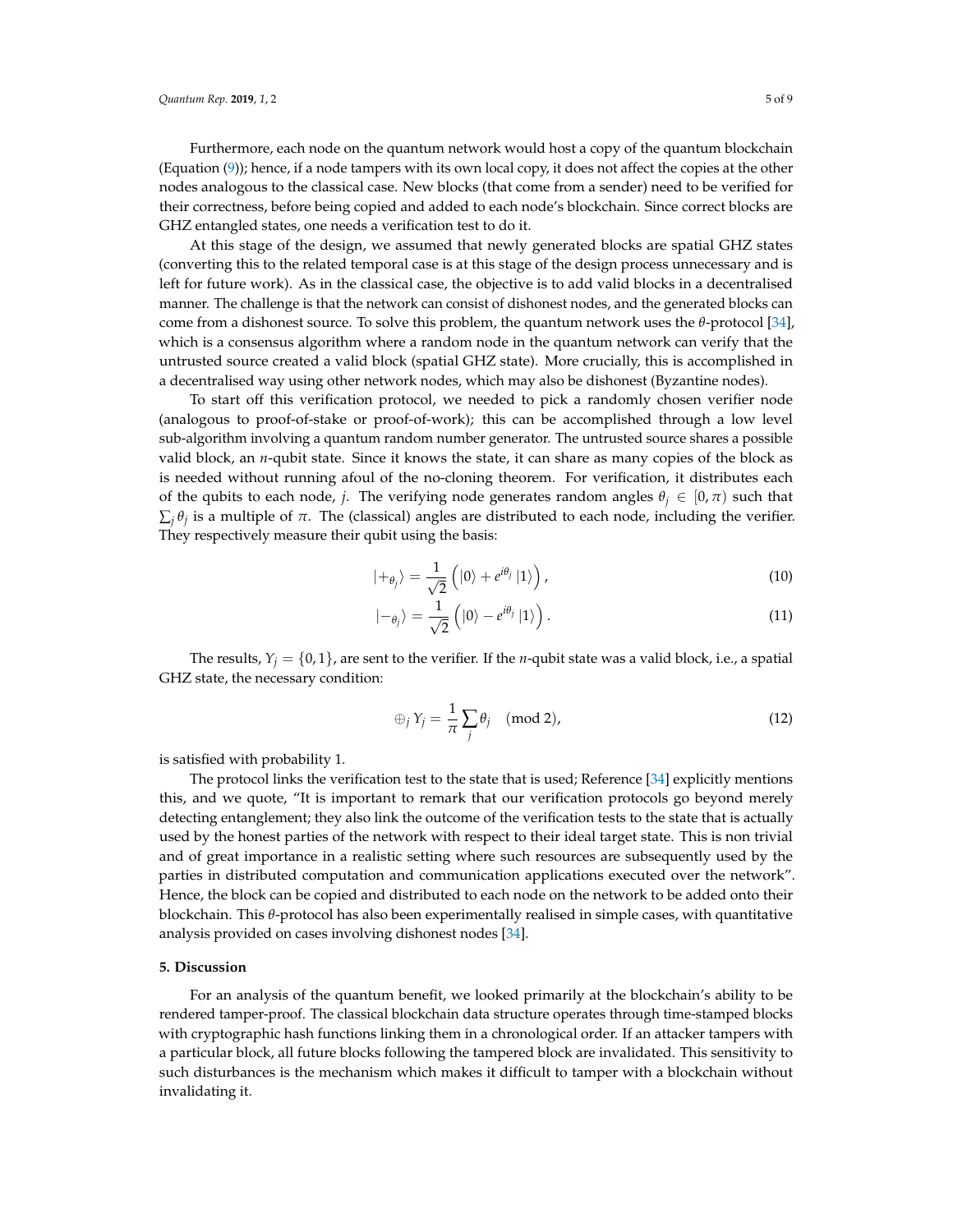Furthermore, each node on the quantum network would host a copy of the quantum blockchain (Equation (9)); hence, if a node tampers with its own local copy, it does not affect the copies at the other nodes analogous to the classical case. New blocks (that come from a sender) need to be verified for their correctness, before being copied and added to each node's blockchain. Since correct blocks are GHZ entangled states, one needs a verification test to do it.

At this stage of the design, we assumed that newly generated blocks are spatial GHZ states (converting this to the related temporal case is at this stage of the design process unnecessary and is left for future work). As in the classical case, the objective is to add valid blocks in a decentralised manner. The challenge is that the network can consist of dishonest nodes, and the generated blocks can come from a dishonest source. To solve this problem, the quantum network uses the $\theta$-protocol [34], which is a consensus algorithm where a random node in the quantum network can verify that the untrusted source created a valid block (spatial GHZ state). More crucially, this is accomplished in a decentralised way using other network nodes, which may also be dishonest (Byzantine nodes).

To start off this verification protocol, we needed to pick a randomly chosen verifier node (analogous to proof-of-stake or proof-of-work); this can be accomplished through a low level sub-algorithm involving a quantum random number generator. The untrusted source shares a possible valid block, an $n$-qubit state. Since it knows the state, it can share as many copies of the block as is needed without running afoul of the no-cloning theorem. For verification, it distributes each of the qubits to each node, $j$. The verifying node generates random angles $\theta_j \in [0, \pi)$ such that $\sum_j \theta_j$ is a multiple of $\pi$. The (classical) angles are distributed to each node, including the verifier. They respectively measure their qubit using the basis:

$$|+_{\theta_j}\rangle = \frac{1}{\sqrt{2}}\left(|0\rangle + e^{i\theta_j}|1\rangle\right), \tag{10}$$

$$|-_{\theta_j}\rangle = \frac{1}{\sqrt{2}}\left(|0\rangle - e^{i\theta_j}|1\rangle\right). \tag{11}$$

The results, $Y_j = \{0, 1\}$, are sent to the verifier. If the $n$-qubit state was a valid block, i.e., a spatial GHZ state, the necessary condition:

$$\oplus_j Y_j = \frac{1}{\pi}\sum_j \theta_j \pmod 2, \tag{12}$$

is satisfied with probability 1.

The protocol links the verification test to the state that is used; Reference [34] explicitly mentions this, and we quote, "It is important to remark that our verification protocols go beyond merely detecting entanglement; they also link the outcome of the verification tests to the state that is actually used by the honest parties of the network with respect to their ideal target state. This is non trivial and of great importance in a realistic setting where such resources are subsequently used by the parties in distributed computation and communication applications executed over the network". Hence, the block can be copied and distributed to each node on the network to be added onto their blockchain. This $\theta$-protocol has also been experimentally realised in simple cases, with quantitative analysis provided on cases involving dishonest nodes [34].

## 5. Discussion

For an analysis of the quantum benefit, we looked primarily at the blockchain's ability to be rendered tamper-proof. The classical blockchain data structure operates through time-stamped blocks with cryptographic hash functions linking them in a chronological order. If an attacker tampers with a particular block, all future blocks following the tampered block are invalidated. This sensitivity to such disturbances is the mechanism which makes it difficult to tamper with a blockchain without invalidating it.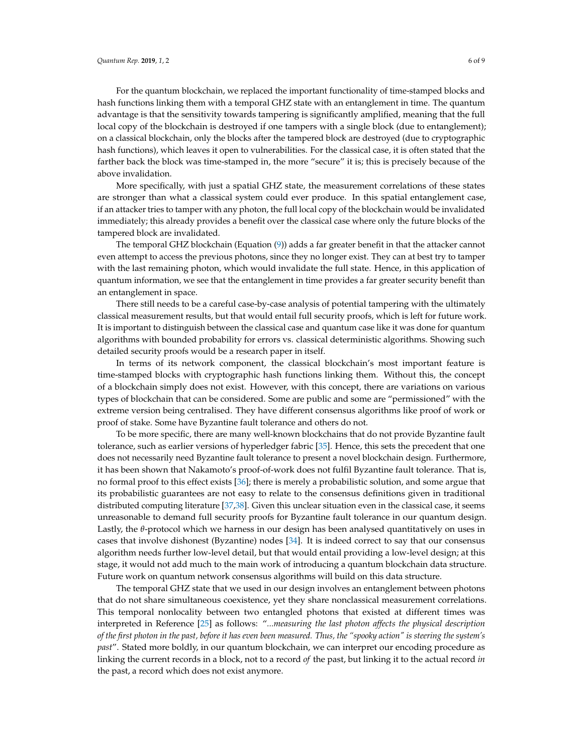For the quantum blockchain, we replaced the important functionality of time-stamped blocks and hash functions linking them with a temporal GHZ state with an entanglement in time. The quantum advantage is that the sensitivity towards tampering is significantly amplified, meaning that the full local copy of the blockchain is destroyed if one tampers with a single block (due to entanglement); on a classical blockchain, only the blocks after the tampered block are destroyed (due to cryptographic hash functions), which leaves it open to vulnerabilities. For the classical case, it is often stated that the farther back the block was time-stamped in, the more "secure" it is; this is precisely because of the above invalidation.

More specifically, with just a spatial GHZ state, the measurement correlations of these states are stronger than what a classical system could ever produce. In this spatial entanglement case, if an attacker tries to tamper with any photon, the full local copy of the blockchain would be invalidated immediately; this already provides a benefit over the classical case where only the future blocks of the tampered block are invalidated.

The temporal GHZ blockchain (Equation (9)) adds a far greater benefit in that the attacker cannot even attempt to access the previous photons, since they no longer exist. They can at best try to tamper with the last remaining photon, which would invalidate the full state. Hence, in this application of quantum information, we see that the entanglement in time provides a far greater security benefit than an entanglement in space.

There still needs to be a careful case-by-case analysis of potential tampering with the ultimately classical measurement results, but that would entail full security proofs, which is left for future work. It is important to distinguish between the classical case and quantum case like it was done for quantum algorithms with bounded probability for errors vs. classical deterministic algorithms. Showing such detailed security proofs would be a research paper in itself.

In terms of its network component, the classical blockchain's most important feature is time-stamped blocks with cryptographic hash functions linking them. Without this, the concept of a blockchain simply does not exist. However, with this concept, there are variations on various types of blockchain that can be considered. Some are public and some are "permissioned" with the extreme version being centralised. They have different consensus algorithms like proof of work or proof of stake. Some have Byzantine fault tolerance and others do not.

To be more specific, there are many well-known blockchains that do not provide Byzantine fault tolerance, such as earlier versions of hyperledger fabric [35]. Hence, this sets the precedent that one does not necessarily need Byzantine fault tolerance to present a novel blockchain design. Furthermore, it has been shown that Nakamoto's proof-of-work does not fulfil Byzantine fault tolerance. That is, no formal proof to this effect exists [36]; there is merely a probabilistic solution, and some argue that its probabilistic guarantees are not easy to relate to the consensus definitions given in traditional distributed computing literature [37,38]. Given this unclear situation even in the classical case, it seems unreasonable to demand full security proofs for Byzantine fault tolerance in our quantum design. Lastly, the $\theta$-protocol which we harness in our design has been analysed quantitatively on uses in cases that involve dishonest (Byzantine) nodes [34]. It is indeed correct to say that our consensus algorithm needs further low-level detail, but that would entail providing a low-level design; at this stage, it would not add much to the main work of introducing a quantum blockchain data structure. Future work on quantum network consensus algorithms will build on this data structure.

The temporal GHZ state that we used in our design involves an entanglement between photons that do not share simultaneous coexistence, yet they share nonclassical measurement correlations. This temporal nonlocality between two entangled photons that existed at different times was interpreted in Reference [25] as follows: "*...measuring the last photon affects the physical description of the first photon in the past, before it has even been measured. Thus, the "spooky action" is steering the system's past*". Stated more boldly, in our quantum blockchain, we can interpret our encoding procedure as linking the current records in a block, not to a record *of* the past, but linking it to the actual record *in* the past, a record which does not exist anymore.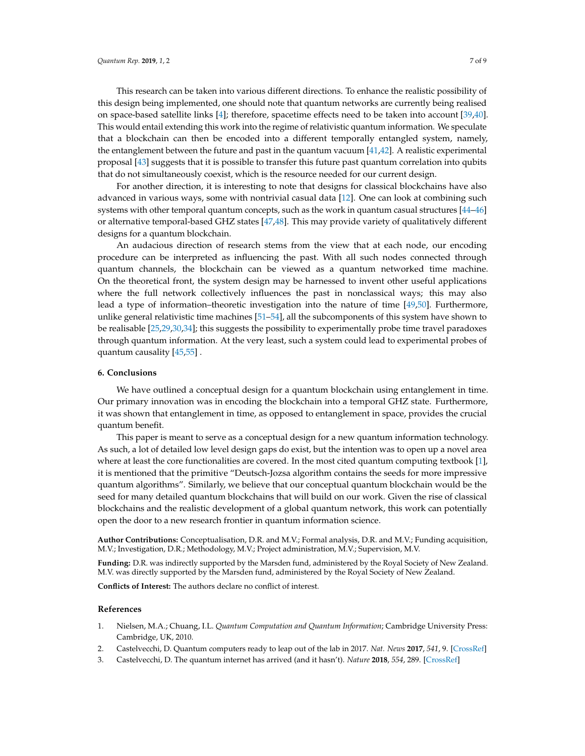This research can be taken into various different directions. To enhance the realistic possibility of this design being implemented, one should note that quantum networks are currently being realised on space-based satellite links [4]; therefore, spacetime effects need to be taken into account [39,40]. This would entail extending this work into the regime of relativistic quantum information. We speculate that a blockchain can then be encoded into a different temporally entangled system, namely, the entanglement between the future and past in the quantum vacuum [41,42]. A realistic experimental proposal [43] suggests that it is possible to transfer this future past quantum correlation into qubits that do not simultaneously coexist, which is the resource needed for our current design.

For another direction, it is interesting to note that designs for classical blockchains have also advanced in various ways, some with nontrivial casual data [12]. One can look at combining such systems with other temporal quantum concepts, such as the work in quantum casual structures [44–46] or alternative temporal-based GHZ states [47,48]. This may provide variety of qualitatively different designs for a quantum blockchain.

An audacious direction of research stems from the view that at each node, our encoding procedure can be interpreted as influencing the past. With all such nodes connected through quantum channels, the blockchain can be viewed as a quantum networked time machine. On the theoretical front, the system design may be harnessed to invent other useful applications where the full network collectively influences the past in nonclassical ways; this may also lead a type of information–theoretic investigation into the nature of time [49,50]. Furthermore, unlike general relativistic time machines [51–54], all the subcomponents of this system have shown to be realisable [25,29,30,34]; this suggests the possibility to experimentally probe time travel paradoxes through quantum information. At the very least, such a system could lead to experimental probes of quantum causality [45,55] .

## 6. Conclusions

We have outlined a conceptual design for a quantum blockchain using entanglement in time. Our primary innovation was in encoding the blockchain into a temporal GHZ state. Furthermore, it was shown that entanglement in time, as opposed to entanglement in space, provides the crucial quantum benefit.

This paper is meant to serve as a conceptual design for a new quantum information technology. As such, a lot of detailed low level design gaps do exist, but the intention was to open up a novel area where at least the core functionalities are covered. In the most cited quantum computing textbook [1], it is mentioned that the primitive "Deutsch-Jozsa algorithm contains the seeds for more impressive quantum algorithms". Similarly, we believe that our conceptual quantum blockchain would be the seed for many detailed quantum blockchains that will build on our work. Given the rise of classical blockchains and the realistic development of a global quantum network, this work can potentially open the door to a new research frontier in quantum information science.

**Author Contributions:** Conceptualisation, D.R. and M.V.; Formal analysis, D.R. and M.V.; Funding acquisition, M.V.; Investigation, D.R.; Methodology, M.V.; Project administration, M.V.; Supervision, M.V.

**Funding:** D.R. was indirectly supported by the Marsden fund, administered by the Royal Society of New Zealand. M.V. was directly supported by the Marsden fund, administered by the Royal Society of New Zealand.

**Conflicts of Interest:** The authors declare no conflict of interest.

## References

1. Nielsen, M.A.; Chuang, I.L. *Quantum Computation and Quantum Information*; Cambridge University Press: Cambridge, UK, 2010.
2. Castelvecchi, D. Quantum computers ready to leap out of the lab in 2017. *Nat. News* **2017**, *541*, 9. [CrossRef]
3. Castelvecchi, D. The quantum internet has arrived (and it hasn't). *Nature* **2018**, *554*, 289. [CrossRef]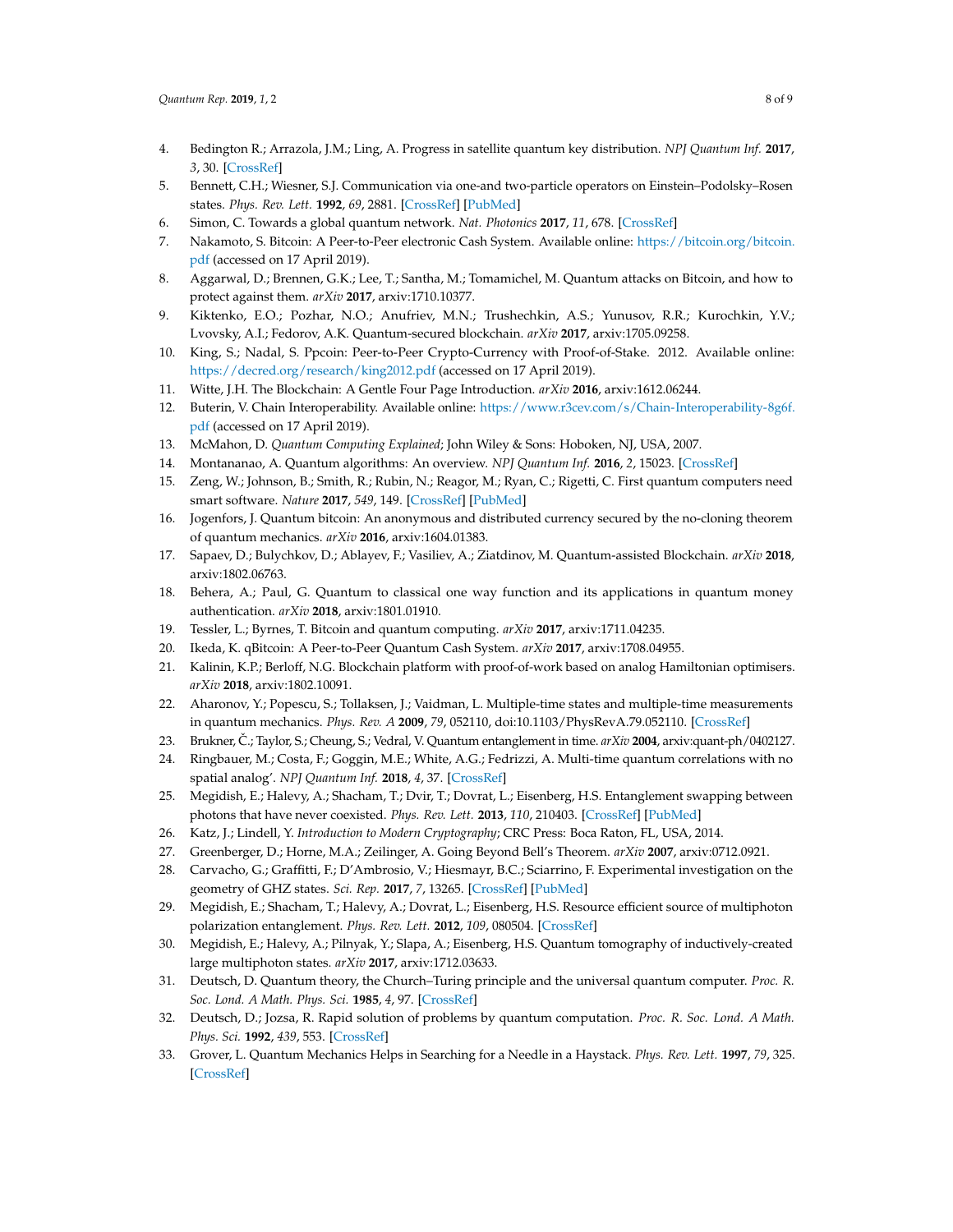4. Bedington R.; Arrazola, J.M.; Ling, A. Progress in satellite quantum key distribution. *NPJ Quantum Inf.* **2017**, *3*, 30. [CrossRef]
5. Bennett, C.H.; Wiesner, S.J. Communication via one-and two-particle operators on Einstein–Podolsky–Rosen states. *Phys. Rev. Lett.* **1992**, *69*, 2881. [CrossRef] [PubMed]
6. Simon, C. Towards a global quantum network. *Nat. Photonics* **2017**, *11*, 678. [CrossRef]
7. Nakamoto, S. Bitcoin: A Peer-to-Peer electronic Cash System. Available online: https://bitcoin.org/bitcoin.pdf (accessed on 17 April 2019).
8. Aggarwal, D.; Brennen, G.K.; Lee, T.; Santha, M.; Tomamichel, M. Quantum attacks on Bitcoin, and how to protect against them. *arXiv* **2017**, arxiv:1710.10377.
9. Kiktenko, E.O.; Pozhar, N.O.; Anufriev, M.N.; Trushechkin, A.S.; Yunusov, R.R.; Kurochkin, Y.V.; Lvovsky, A.I.; Fedorov, A.K. Quantum-secured blockchain. *arXiv* **2017**, arxiv:1705.09258.
10. King, S.; Nadal, S. Ppcoin: Peer-to-Peer Crypto-Currency with Proof-of-Stake. 2012. Available online: https://decred.org/research/king2012.pdf (accessed on 17 April 2019).
11. Witte, J.H. The Blockchain: A Gentle Four Page Introduction. *arXiv* **2016**, arxiv:1612.06244.
12. Buterin, V. Chain Interoperability. Available online: https://www.r3cev.com/s/Chain-Interoperability-8g6f.pdf (accessed on 17 April 2019).
13. McMahon, D. *Quantum Computing Explained*; John Wiley & Sons: Hoboken, NJ, USA, 2007.
14. Montananao, A. Quantum algorithms: An overview. *NPJ Quantum Inf.* **2016**, *2*, 15023. [CrossRef]
15. Zeng, W.; Johnson, B.; Smith, R.; Rubin, N.; Reagor, M.; Ryan, C.; Rigetti, C. First quantum computers need smart software. *Nature* **2017**, *549*, 149. [CrossRef] [PubMed]
16. Jogenfors, J. Quantum bitcoin: An anonymous and distributed currency secured by the no-cloning theorem of quantum mechanics. *arXiv* **2016**, arxiv:1604.01383.
17. Sapaev, D.; Bulychkov, D.; Ablayev, F.; Vasiliev, A.; Ziatdinov, M. Quantum-assisted Blockchain. *arXiv* **2018**, arxiv:1802.06763.
18. Behera, A.; Paul, G. Quantum to classical one way function and its applications in quantum money authentication. *arXiv* **2018**, arxiv:1801.01910.
19. Tessler, L.; Byrnes, T. Bitcoin and quantum computing. *arXiv* **2017**, arxiv:1711.04235.
20. Ikeda, K. qBitcoin: A Peer-to-Peer Quantum Cash System. *arXiv* **2017**, arxiv:1708.04955.
21. Kalinin, K.P.; Berloff, N.G. Blockchain platform with proof-of-work based on analog Hamiltonian optimisers. *arXiv* **2018**, arxiv:1802.10091.
22. Aharonov, Y.; Popescu, S.; Tollaksen, J.; Vaidman, L. Multiple-time states and multiple-time measurements in quantum mechanics. *Phys. Rev. A* **2009**, *79*, 052110, doi:10.1103/PhysRevA.79.052110. [CrossRef]
23. Brukner, Č.; Taylor, S.; Cheung, S.; Vedral, V. Quantum entanglement in time. *arXiv* **2004**, arxiv:quant-ph/0402127.
24. Ringbauer, M.; Costa, F.; Goggin, M.E.; White, A.G.; Fedrizzi, A. Multi-time quantum correlations with no spatial analog'. *NPJ Quantum Inf.* **2018**, *4*, 37. [CrossRef]
25. Megidish, E.; Halevy, A.; Shacham, T.; Dvir, T.; Dovrat, L.; Eisenberg, H.S. Entanglement swapping between photons that have never coexisted. *Phys. Rev. Lett.* **2013**, *110*, 210403. [CrossRef] [PubMed]
26. Katz, J.; Lindell, Y. *Introduction to Modern Cryptography*; CRC Press: Boca Raton, FL, USA, 2014.
27. Greenberger, D.; Horne, M.A.; Zeilinger, A. Going Beyond Bell's Theorem. *arXiv* **2007**, arxiv:0712.0921.
28. Carvacho, G.; Graffitti, F.; D'Ambrosio, V.; Hiesmayr, B.C.; Sciarrino, F. Experimental investigation on the geometry of GHZ states. *Sci. Rep.* **2017**, *7*, 13265. [CrossRef] [PubMed]
29. Megidish, E.; Shacham, T.; Halevy, A.; Dovrat, L.; Eisenberg, H.S. Resource efficient source of multiphoton polarization entanglement. *Phys. Rev. Lett.* **2012**, *109*, 080504. [CrossRef]
30. Megidish, E.; Halevy, A.; Pilnyak, Y.; Slapa, A.; Eisenberg, H.S. Quantum tomography of inductively-created large multiphoton states. *arXiv* **2017**, arxiv:1712.03633.
31. Deutsch, D. Quantum theory, the Church–Turing principle and the universal quantum computer. *Proc. R. Soc. Lond. A Math. Phys. Sci.* **1985**, *4*, 97. [CrossRef]
32. Deutsch, D.; Jozsa, R. Rapid solution of problems by quantum computation. *Proc. R. Soc. Lond. A Math. Phys. Sci.* **1992**, *439*, 553. [CrossRef]
33. Grover, L. Quantum Mechanics Helps in Searching for a Needle in a Haystack. *Phys. Rev. Lett.* **1997**, *79*, 325. [CrossRef]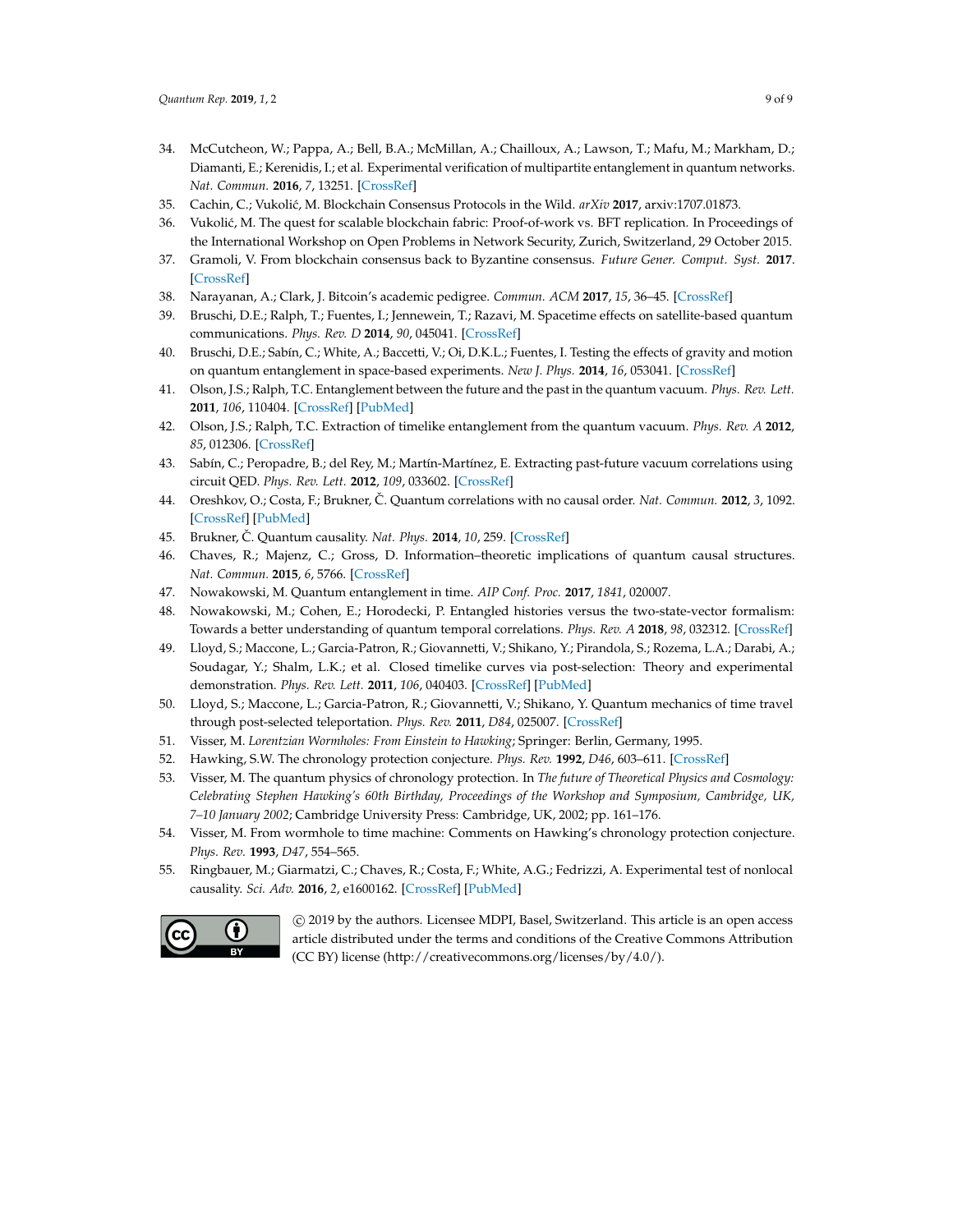34. McCutcheon, W.; Pappa, A.; Bell, B.A.; McMillan, A.; Chailloux, A.; Lawson, T.; Mafu, M.; Markham, D.; Diamanti, E.; Kerenidis, I.; et al. Experimental verification of multipartite entanglement in quantum networks. *Nat. Commun.* **2016**, *7*, 13251. [CrossRef]
35. Cachin, C.; Vukolić, M. Blockchain Consensus Protocols in the Wild. *arXiv* **2017**, arxiv:1707.01873.
36. Vukolić, M. The quest for scalable blockchain fabric: Proof-of-work vs. BFT replication. In Proceedings of the International Workshop on Open Problems in Network Security, Zurich, Switzerland, 29 October 2015.
37. Gramoli, V. From blockchain consensus back to Byzantine consensus. *Future Gener. Comput. Syst.* **2017**. [CrossRef]
38. Narayanan, A.; Clark, J. Bitcoin's academic pedigree. *Commun. ACM* **2017**, *15*, 36–45. [CrossRef]
39. Bruschi, D.E.; Ralph, T.; Fuentes, I.; Jennewein, T.; Razavi, M. Spacetime effects on satellite-based quantum communications. *Phys. Rev. D* **2014**, *90*, 045041. [CrossRef]
40. Bruschi, D.E.; Sabín, C.; White, A.; Baccetti, V.; Oi, D.K.L.; Fuentes, I. Testing the effects of gravity and motion on quantum entanglement in space-based experiments. *New J. Phys.* **2014**, *16*, 053041. [CrossRef]
41. Olson, J.S.; Ralph, T.C. Entanglement between the future and the past in the quantum vacuum. *Phys. Rev. Lett.* **2011**, *106*, 110404. [CrossRef] [PubMed]
42. Olson, J.S.; Ralph, T.C. Extraction of timelike entanglement from the quantum vacuum. *Phys. Rev. A* **2012**, *85*, 012306. [CrossRef]
43. Sabín, C.; Peropadre, B.; del Rey, M.; Martín-Martínez, E. Extracting past-future vacuum correlations using circuit QED. *Phys. Rev. Lett.* **2012**, *109*, 033602. [CrossRef]
44. Oreshkov, O.; Costa, F.; Brukner, Č. Quantum correlations with no causal order. *Nat. Commun.* **2012**, *3*, 1092. [CrossRef] [PubMed]
45. Brukner, Č. Quantum causality. *Nat. Phys.* **2014**, *10*, 259. [CrossRef]
46. Chaves, R.; Majenz, C.; Gross, D. Information–theoretic implications of quantum causal structures. *Nat. Commun.* **2015**, *6*, 5766. [CrossRef]
47. Nowakowski, M. Quantum entanglement in time. *AIP Conf. Proc.* **2017**, *1841*, 020007.
48. Nowakowski, M.; Cohen, E.; Horodecki, P. Entangled histories versus the two-state-vector formalism: Towards a better understanding of quantum temporal correlations. *Phys. Rev. A* **2018**, *98*, 032312. [CrossRef]
49. Lloyd, S.; Maccone, L.; Garcia-Patron, R.; Giovannetti, V.; Shikano, Y.; Pirandola, S.; Rozema, L.A.; Darabi, A.; Soudagar, Y.; Shalm, L.K.; et al. Closed timelike curves via post-selection: Theory and experimental demonstration. *Phys. Rev. Lett.* **2011**, *106*, 040403. [CrossRef] [PubMed]
50. Lloyd, S.; Maccone, L.; Garcia-Patron, R.; Giovannetti, V.; Shikano, Y. Quantum mechanics of time travel through post-selected teleportation. *Phys. Rev.* **2011**, *D84*, 025007. [CrossRef]
51. Visser, M. *Lorentzian Wormholes: From Einstein to Hawking*; Springer: Berlin, Germany, 1995.
52. Hawking, S.W. The chronology protection conjecture. *Phys. Rev.* **1992**, *D46*, 603–611. [CrossRef]
53. Visser, M. The quantum physics of chronology protection. In *The future of Theoretical Physics and Cosmology: Celebrating Stephen Hawking's 60th Birthday, Proceedings of the Workshop and Symposium, Cambridge, UK, 7–10 January 2002*; Cambridge University Press: Cambridge, UK, 2002; pp. 161–176.
54. Visser, M. From wormhole to time machine: Comments on Hawking's chronology protection conjecture. *Phys. Rev.* **1993**, *D47*, 554–565.
55. Ringbauer, M.; Giarmatzi, C.; Chaves, R.; Costa, F.; White, A.G.; Fedrizzi, A. Experimental test of nonlocal causality. *Sci. Adv.* **2016**, *2*, e1600162. [CrossRef] [PubMed]

© 2019 by the authors. Licensee MDPI, Basel, Switzerland. This article is an open access article distributed under the terms and conditions of the Creative Commons Attribution (CC BY) license (http://creativecommons.org/licenses/by/4.0/).